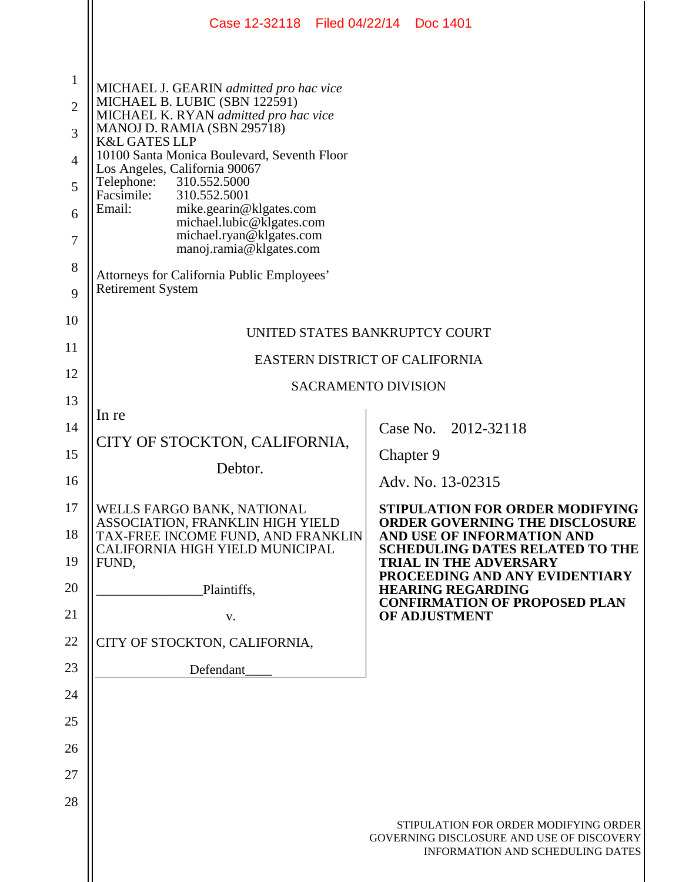MICHAEL J. GEARIN *admitted pro hac vice*
MICHAEL B. LUBIC (SBN 122591)
MICHAEL K. RYAN *admitted pro hac vice*
MANOJ D. RAMIA (SBN 295718)
K&L GATES LLP
10100 Santa Monica Boulevard, Seventh Floor
Los Angeles, California 90067
Telephone: 310.552.5000
Facsimile: 310.552.5001
Email: mike.gearin@klgates.com
michael.lubic@klgates.com
michael.ryan@klgates.com
manoj.ramia@klgates.com

Attorneys for California Public Employees' Retirement System

UNITED STATES BANKRUPTCY COURT

EASTERN DISTRICT OF CALIFORNIA

SACRAMENTO DIVISION

In re

CITY OF STOCKTON, CALIFORNIA,

Debtor.

Case No. 2012-32118

Chapter 9

Adv. No. 13-02315

WELLS FARGO BANK, NATIONAL ASSOCIATION, FRANKLIN HIGH YIELD TAX-FREE INCOME FUND, AND FRANKLIN CALIFORNIA HIGH YIELD MUNICIPAL FUND,

Plaintiffs,

v.

CITY OF STOCKTON, CALIFORNIA,

Defendant

**STIPULATION FOR ORDER MODIFYING ORDER GOVERNING THE DISCLOSURE AND USE OF INFORMATION AND SCHEDULING DATES RELATED TO THE TRIAL IN THE ADVERSARY PROCEEDING AND ANY EVIDENTIARY HEARING REGARDING CONFIRMATION OF PROPOSED PLAN OF ADJUSTMENT**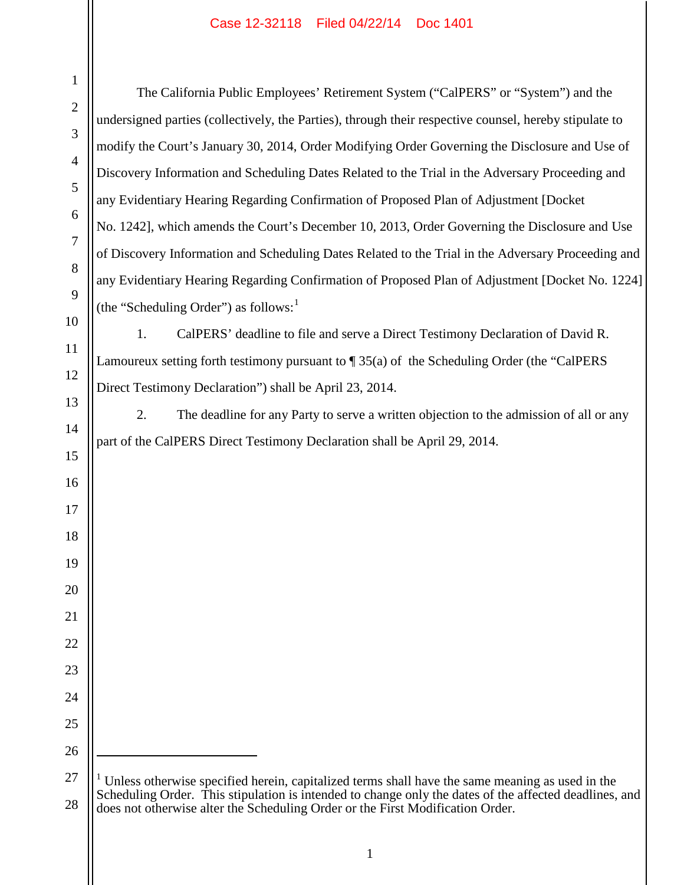The California Public Employees' Retirement System ("CalPERS" or "System") and the undersigned parties (collectively, the Parties), through their respective counsel, hereby stipulate to modify the Court's January 30, 2014, Order Modifying Order Governing the Disclosure and Use of Discovery Information and Scheduling Dates Related to the Trial in the Adversary Proceeding and any Evidentiary Hearing Regarding Confirmation of Proposed Plan of Adjustment [Docket No. 1242], which amends the Court's December 10, 2013, Order Governing the Disclosure and Use of Discovery Information and Scheduling Dates Related to the Trial in the Adversary Proceeding and any Evidentiary Hearing Regarding Confirmation of Proposed Plan of Adjustment [Docket No. 1224] (the "Scheduling Order") as follows:[1]

1. CalPERS' deadline to file and serve a Direct Testimony Declaration of David R. Lamoureux setting forth testimony pursuant to ¶ 35(a) of the Scheduling Order (the "CalPERS Direct Testimony Declaration") shall be April 23, 2014.

2. The deadline for any Party to serve a written objection to the admission of all or any part of the CalPERS Direct Testimony Declaration shall be April 29, 2014.

---

[1] Unless otherwise specified herein, capitalized terms shall have the same meaning as used in the Scheduling Order. This stipulation is intended to change only the dates of the affected deadlines, and does not otherwise alter the Scheduling Order or the First Modification Order.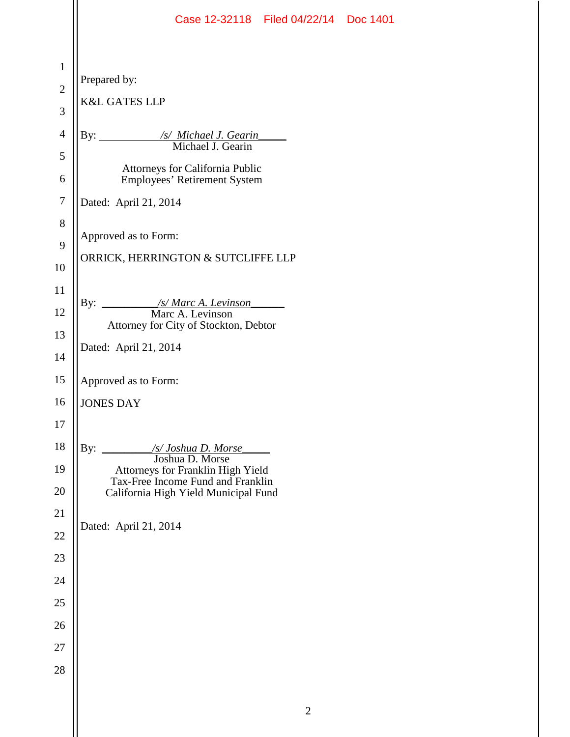Prepared by:

K&L GATES LLP

By: *_/s/ Michael J. Gearin_*
Michael J. Gearin

Attorneys for California Public Employees' Retirement System

Dated: April 21, 2014

Approved as to Form:

ORRICK, HERRINGTON & SUTCLIFFE LLP

By: *_/s/ Marc A. Levinson_*
Marc A. Levinson
Attorney for City of Stockton, Debtor

Dated: April 21, 2014

Approved as to Form:

JONES DAY

By: *_/s/ Joshua D. Morse_*
Joshua D. Morse
Attorneys for Franklin High Yield Tax-Free Income Fund and Franklin California High Yield Municipal Fund

Dated: April 21, 2014